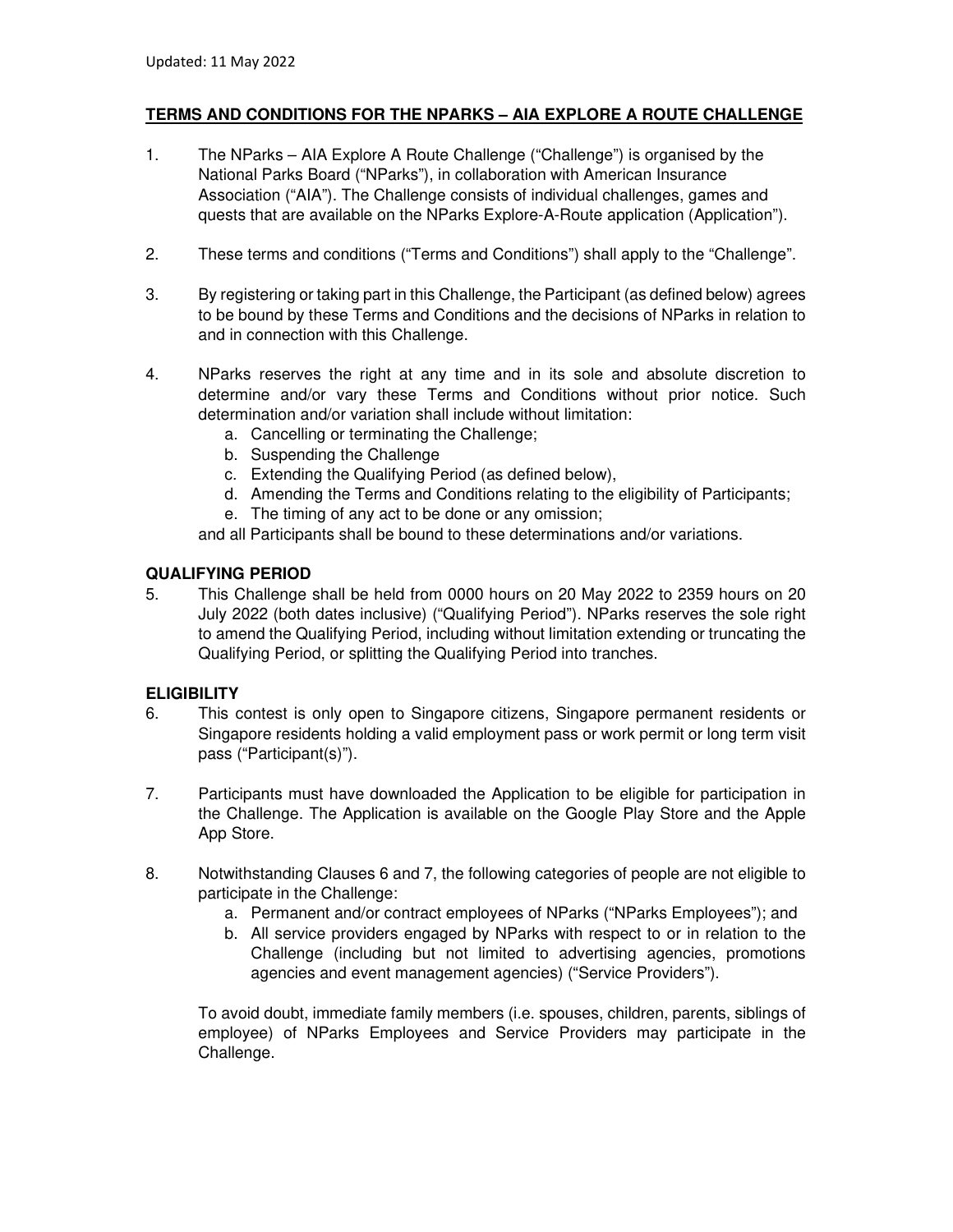Updated: 11 May 2022

**TERMS AND CONDITIONS FOR THE NPARKS – AIA EXPLORE A ROUTE CHALLENGE**

1. The NParks – AIA Explore A Route Challenge ("Challenge") is organised by the National Parks Board ("NParks"), in collaboration with American Insurance Association ("AIA"). The Challenge consists of individual challenges, games and quests that are available on the NParks Explore-A-Route application (Application").

2. These terms and conditions ("Terms and Conditions") shall apply to the "Challenge".

3. By registering or taking part in this Challenge, the Participant (as defined below) agrees to be bound by these Terms and Conditions and the decisions of NParks in relation to and in connection with this Challenge.

4. NParks reserves the right at any time and in its sole and absolute discretion to determine and/or vary these Terms and Conditions without prior notice. Such determination and/or variation shall include without limitation:
   a. Cancelling or terminating the Challenge;
   b. Suspending the Challenge
   c. Extending the Qualifying Period (as defined below),
   d. Amending the Terms and Conditions relating to the eligibility of Participants;
   e. The timing of any act to be done or any omission;

   and all Participants shall be bound to these determinations and/or variations.

**QUALIFYING PERIOD**

5. This Challenge shall be held from 0000 hours on 20 May 2022 to 2359 hours on 20 July 2022 (both dates inclusive) ("Qualifying Period"). NParks reserves the sole right to amend the Qualifying Period, including without limitation extending or truncating the Qualifying Period, or splitting the Qualifying Period into tranches.

**ELIGIBILITY**

6. This contest is only open to Singapore citizens, Singapore permanent residents or Singapore residents holding a valid employment pass or work permit or long term visit pass ("Participant(s)").

7. Participants must have downloaded the Application to be eligible for participation in the Challenge. The Application is available on the Google Play Store and the Apple App Store.

8. Notwithstanding Clauses 6 and 7, the following categories of people are not eligible to participate in the Challenge:
   a. Permanent and/or contract employees of NParks ("NParks Employees"); and
   b. All service providers engaged by NParks with respect to or in relation to the Challenge (including but not limited to advertising agencies, promotions agencies and event management agencies) ("Service Providers").

   To avoid doubt, immediate family members (i.e. spouses, children, parents, siblings of employee) of NParks Employees and Service Providers may participate in the Challenge.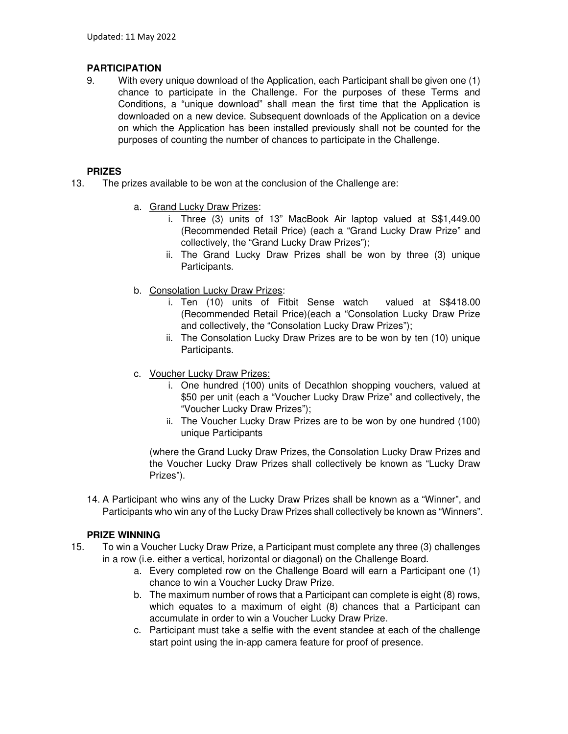## PARTICIPATION

9. With every unique download of the Application, each Participant shall be given one (1) chance to participate in the Challenge. For the purposes of these Terms and Conditions, a "unique download" shall mean the first time that the Application is downloaded on a new device. Subsequent downloads of the Application on a device on which the Application has been installed previously shall not be counted for the purposes of counting the number of chances to participate in the Challenge.

## PRIZES

13. The prizes available to be won at the conclusion of the Challenge are:

    a. Grand Lucky Draw Prizes:
       i. Three (3) units of 13" MacBook Air laptop valued at S$1,449.00 (Recommended Retail Price) (each a "Grand Lucky Draw Prize" and collectively, the "Grand Lucky Draw Prizes");
       ii. The Grand Lucky Draw Prizes shall be won by three (3) unique Participants.

    b. Consolation Lucky Draw Prizes:
       i. Ten (10) units of Fitbit Sense watch valued at S$418.00 (Recommended Retail Price)(each a "Consolation Lucky Draw Prize and collectively, the "Consolation Lucky Draw Prizes");
       ii. The Consolation Lucky Draw Prizes are to be won by ten (10) unique Participants.

    c. Voucher Lucky Draw Prizes:
       i. One hundred (100) units of Decathlon shopping vouchers, valued at $50 per unit (each a "Voucher Lucky Draw Prize" and collectively, the "Voucher Lucky Draw Prizes");
       ii. The Voucher Lucky Draw Prizes are to be won by one hundred (100) unique Participants

    (where the Grand Lucky Draw Prizes, the Consolation Lucky Draw Prizes and the Voucher Lucky Draw Prizes shall collectively be known as "Lucky Draw Prizes").

14. A Participant who wins any of the Lucky Draw Prizes shall be known as a "Winner", and Participants who win any of the Lucky Draw Prizes shall collectively be known as "Winners".

## PRIZE WINNING

15. To win a Voucher Lucky Draw Prize, a Participant must complete any three (3) challenges in a row (i.e. either a vertical, horizontal or diagonal) on the Challenge Board.
    a. Every completed row on the Challenge Board will earn a Participant one (1) chance to win a Voucher Lucky Draw Prize.
    b. The maximum number of rows that a Participant can complete is eight (8) rows, which equates to a maximum of eight (8) chances that a Participant can accumulate in order to win a Voucher Lucky Draw Prize.
    c. Participant must take a selfie with the event standee at each of the challenge start point using the in-app camera feature for proof of presence.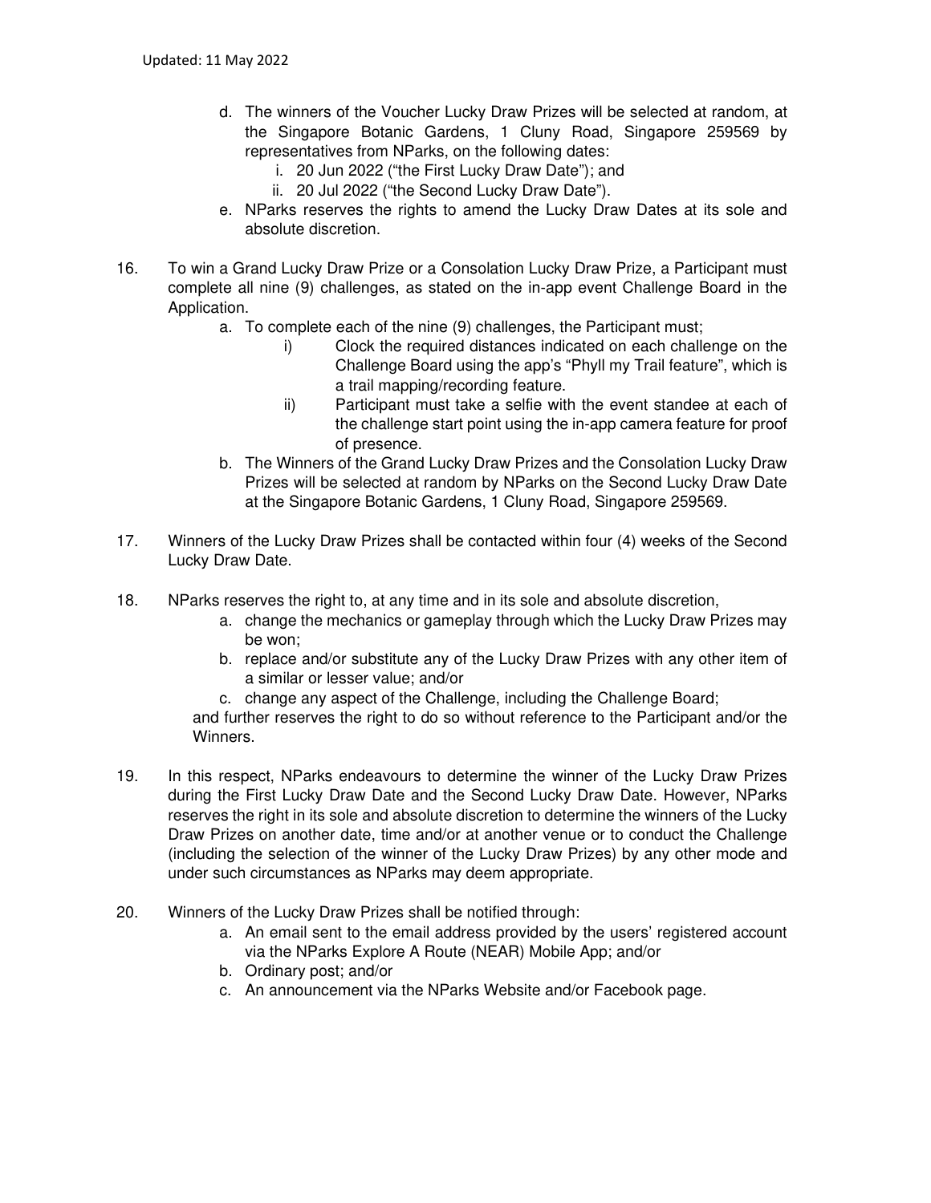d. The winners of the Voucher Lucky Draw Prizes will be selected at random, at the Singapore Botanic Gardens, 1 Cluny Road, Singapore 259569 by representatives from NParks, on the following dates:
   i. 20 Jun 2022 ("the First Lucky Draw Date"); and
   ii. 20 Jul 2022 ("the Second Lucky Draw Date").

e. NParks reserves the rights to amend the Lucky Draw Dates at its sole and absolute discretion.

16. To win a Grand Lucky Draw Prize or a Consolation Lucky Draw Prize, a Participant must complete all nine (9) challenges, as stated on the in-app event Challenge Board in the Application.
   a. To complete each of the nine (9) challenges, the Participant must;
      i) Clock the required distances indicated on each challenge on the Challenge Board using the app's "Phyll my Trail feature", which is a trail mapping/recording feature.
      ii) Participant must take a selfie with the event standee at each of the challenge start point using the in-app camera feature for proof of presence.
   b. The Winners of the Grand Lucky Draw Prizes and the Consolation Lucky Draw Prizes will be selected at random by NParks on the Second Lucky Draw Date at the Singapore Botanic Gardens, 1 Cluny Road, Singapore 259569.

17. Winners of the Lucky Draw Prizes shall be contacted within four (4) weeks of the Second Lucky Draw Date.

18. NParks reserves the right to, at any time and in its sole and absolute discretion,
   a. change the mechanics or gameplay through which the Lucky Draw Prizes may be won;
   b. replace and/or substitute any of the Lucky Draw Prizes with any other item of a similar or lesser value; and/or
   c. change any aspect of the Challenge, including the Challenge Board;

   and further reserves the right to do so without reference to the Participant and/or the Winners.

19. In this respect, NParks endeavours to determine the winner of the Lucky Draw Prizes during the First Lucky Draw Date and the Second Lucky Draw Date. However, NParks reserves the right in its sole and absolute discretion to determine the winners of the Lucky Draw Prizes on another date, time and/or at another venue or to conduct the Challenge (including the selection of the winner of the Lucky Draw Prizes) by any other mode and under such circumstances as NParks may deem appropriate.

20. Winners of the Lucky Draw Prizes shall be notified through:
   a. An email sent to the email address provided by the users' registered account via the NParks Explore A Route (NEAR) Mobile App; and/or
   b. Ordinary post; and/or
   c. An announcement via the NParks Website and/or Facebook page.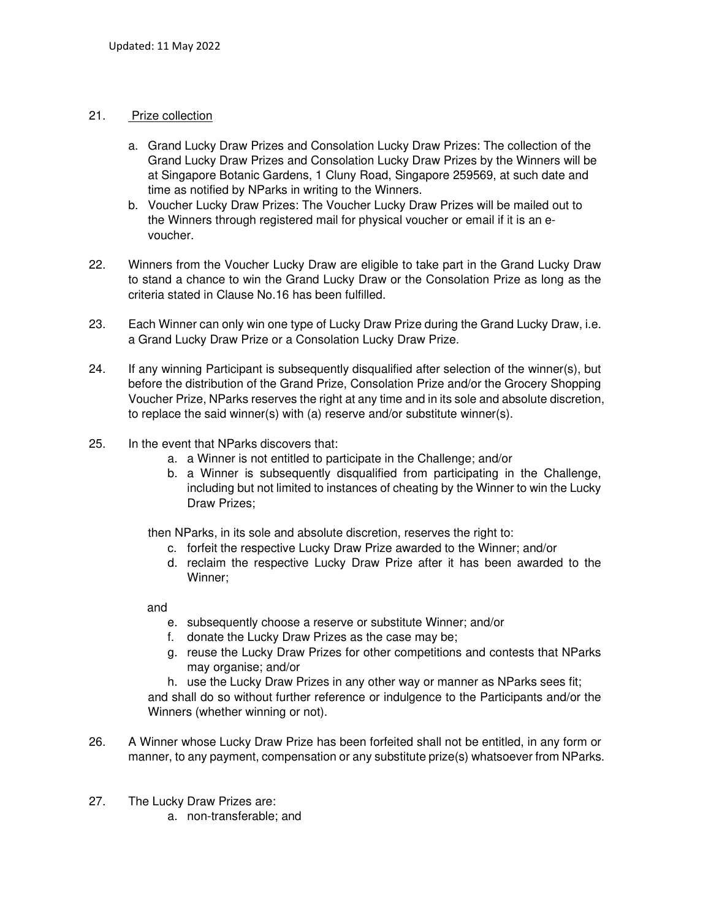21. Prize collection

   a. Grand Lucky Draw Prizes and Consolation Lucky Draw Prizes: The collection of the Grand Lucky Draw Prizes and Consolation Lucky Draw Prizes by the Winners will be at Singapore Botanic Gardens, 1 Cluny Road, Singapore 259569, at such date and time as notified by NParks in writing to the Winners.
   b. Voucher Lucky Draw Prizes: The Voucher Lucky Draw Prizes will be mailed out to the Winners through registered mail for physical voucher or email if it is an e-voucher.

22. Winners from the Voucher Lucky Draw are eligible to take part in the Grand Lucky Draw to stand a chance to win the Grand Lucky Draw or the Consolation Prize as long as the criteria stated in Clause No.16 has been fulfilled.

23. Each Winner can only win one type of Lucky Draw Prize during the Grand Lucky Draw, i.e. a Grand Lucky Draw Prize or a Consolation Lucky Draw Prize.

24. If any winning Participant is subsequently disqualified after selection of the winner(s), but before the distribution of the Grand Prize, Consolation Prize and/or the Grocery Shopping Voucher Prize, NParks reserves the right at any time and in its sole and absolute discretion, to replace the said winner(s) with (a) reserve and/or substitute winner(s).

25. In the event that NParks discovers that:

   a. a Winner is not entitled to participate in the Challenge; and/or
   b. a Winner is subsequently disqualified from participating in the Challenge, including but not limited to instances of cheating by the Winner to win the Lucky Draw Prizes;

   then NParks, in its sole and absolute discretion, reserves the right to:

   c. forfeit the respective Lucky Draw Prize awarded to the Winner; and/or
   d. reclaim the respective Lucky Draw Prize after it has been awarded to the Winner;

   and

   e. subsequently choose a reserve or substitute Winner; and/or
   f. donate the Lucky Draw Prizes as the case may be;
   g. reuse the Lucky Draw Prizes for other competitions and contests that NParks may organise; and/or
   h. use the Lucky Draw Prizes in any other way or manner as NParks sees fit;

   and shall do so without further reference or indulgence to the Participants and/or the Winners (whether winning or not).

26. A Winner whose Lucky Draw Prize has been forfeited shall not be entitled, in any form or manner, to any payment, compensation or any substitute prize(s) whatsoever from NParks.

27. The Lucky Draw Prizes are:

   a. non-transferable; and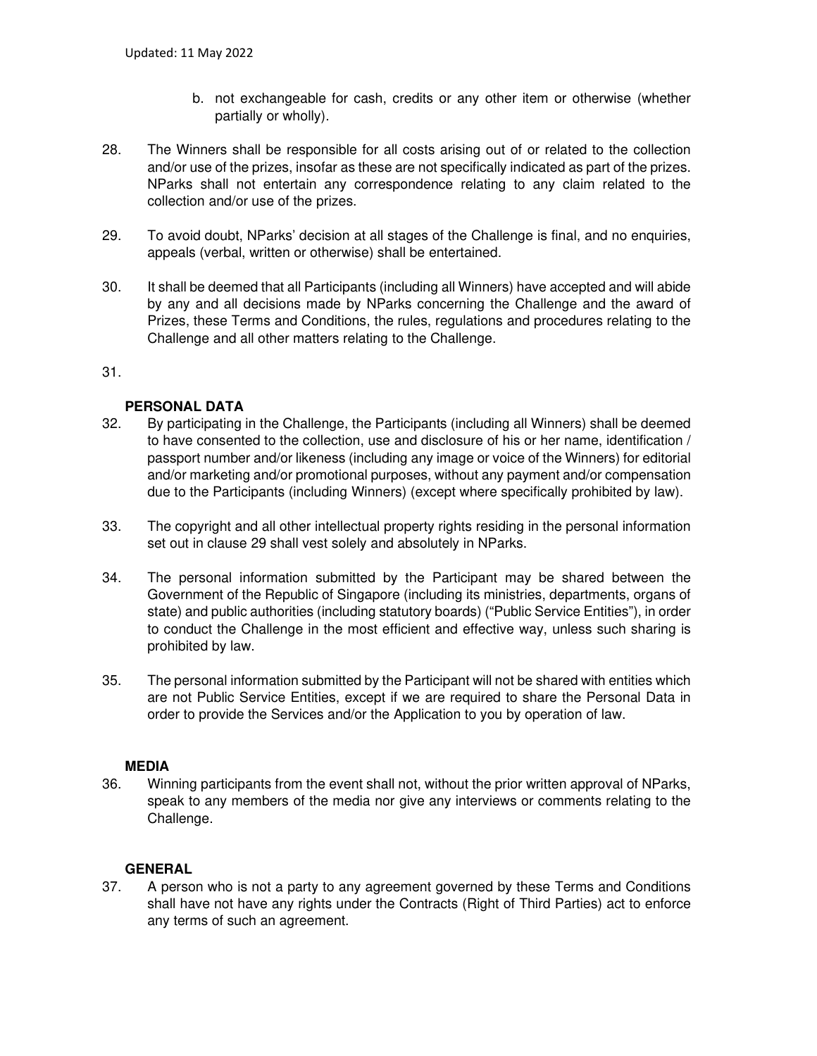b. not exchangeable for cash, credits or any other item or otherwise (whether partially or wholly).

28. The Winners shall be responsible for all costs arising out of or related to the collection and/or use of the prizes, insofar as these are not specifically indicated as part of the prizes. NParks shall not entertain any correspondence relating to any claim related to the collection and/or use of the prizes.

29. To avoid doubt, NParks' decision at all stages of the Challenge is final, and no enquiries, appeals (verbal, written or otherwise) shall be entertained.

30. It shall be deemed that all Participants (including all Winners) have accepted and will abide by any and all decisions made by NParks concerning the Challenge and the award of Prizes, these Terms and Conditions, the rules, regulations and procedures relating to the Challenge and all other matters relating to the Challenge.

31.

**PERSONAL DATA**

32. By participating in the Challenge, the Participants (including all Winners) shall be deemed to have consented to the collection, use and disclosure of his or her name, identification / passport number and/or likeness (including any image or voice of the Winners) for editorial and/or marketing and/or promotional purposes, without any payment and/or compensation due to the Participants (including Winners) (except where specifically prohibited by law).

33. The copyright and all other intellectual property rights residing in the personal information set out in clause 29 shall vest solely and absolutely in NParks.

34. The personal information submitted by the Participant may be shared between the Government of the Republic of Singapore (including its ministries, departments, organs of state) and public authorities (including statutory boards) ("Public Service Entities"), in order to conduct the Challenge in the most efficient and effective way, unless such sharing is prohibited by law.

35. The personal information submitted by the Participant will not be shared with entities which are not Public Service Entities, except if we are required to share the Personal Data in order to provide the Services and/or the Application to you by operation of law.

**MEDIA**

36. Winning participants from the event shall not, without the prior written approval of NParks, speak to any members of the media nor give any interviews or comments relating to the Challenge.

**GENERAL**

37. A person who is not a party to any agreement governed by these Terms and Conditions shall have not have any rights under the Contracts (Right of Third Parties) act to enforce any terms of such an agreement.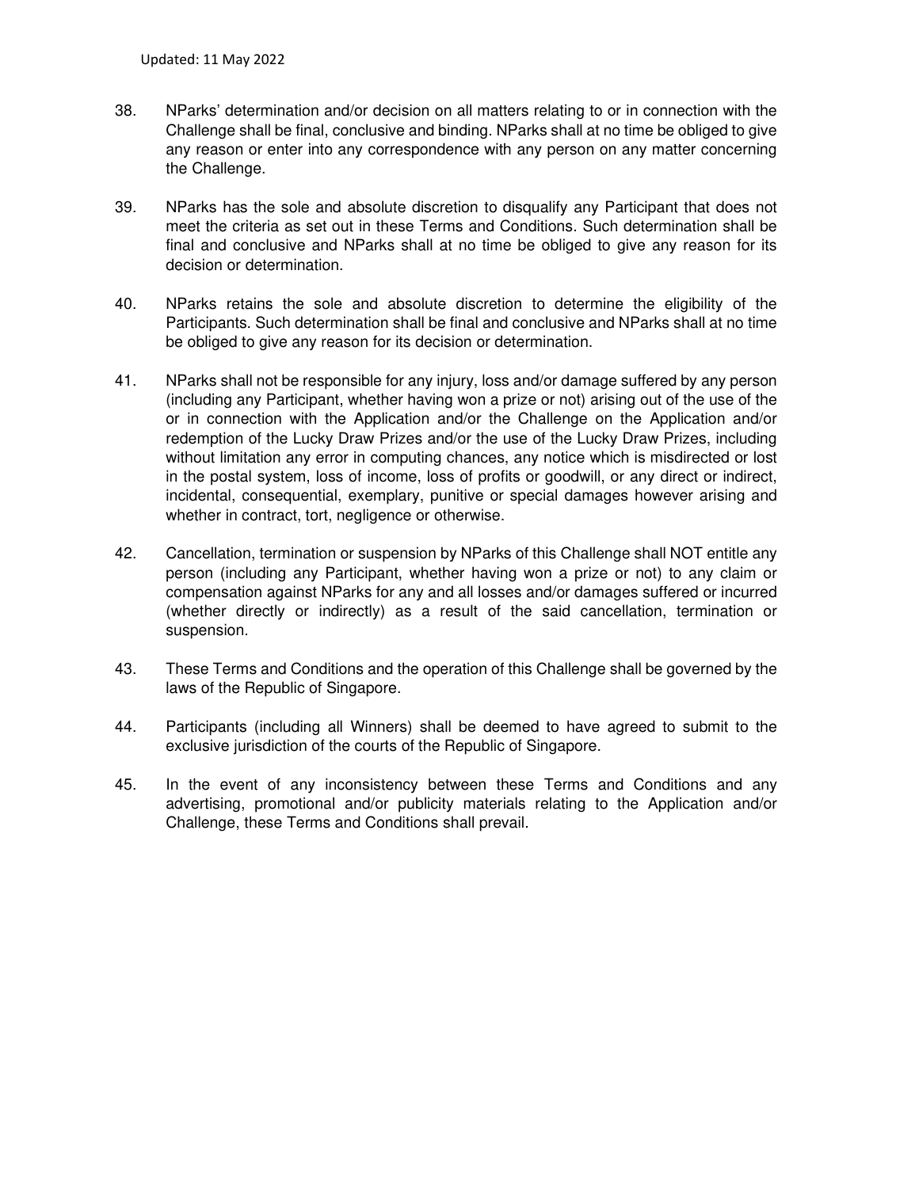38. NParks' determination and/or decision on all matters relating to or in connection with the Challenge shall be final, conclusive and binding. NParks shall at no time be obliged to give any reason or enter into any correspondence with any person on any matter concerning the Challenge.

39. NParks has the sole and absolute discretion to disqualify any Participant that does not meet the criteria as set out in these Terms and Conditions. Such determination shall be final and conclusive and NParks shall at no time be obliged to give any reason for its decision or determination.

40. NParks retains the sole and absolute discretion to determine the eligibility of the Participants. Such determination shall be final and conclusive and NParks shall at no time be obliged to give any reason for its decision or determination.

41. NParks shall not be responsible for any injury, loss and/or damage suffered by any person (including any Participant, whether having won a prize or not) arising out of the use of the or in connection with the Application and/or the Challenge on the Application and/or redemption of the Lucky Draw Prizes and/or the use of the Lucky Draw Prizes, including without limitation any error in computing chances, any notice which is misdirected or lost in the postal system, loss of income, loss of profits or goodwill, or any direct or indirect, incidental, consequential, exemplary, punitive or special damages however arising and whether in contract, tort, negligence or otherwise.

42. Cancellation, termination or suspension by NParks of this Challenge shall NOT entitle any person (including any Participant, whether having won a prize or not) to any claim or compensation against NParks for any and all losses and/or damages suffered or incurred (whether directly or indirectly) as a result of the said cancellation, termination or suspension.

43. These Terms and Conditions and the operation of this Challenge shall be governed by the laws of the Republic of Singapore.

44. Participants (including all Winners) shall be deemed to have agreed to submit to the exclusive jurisdiction of the courts of the Republic of Singapore.

45. In the event of any inconsistency between these Terms and Conditions and any advertising, promotional and/or publicity materials relating to the Application and/or Challenge, these Terms and Conditions shall prevail.